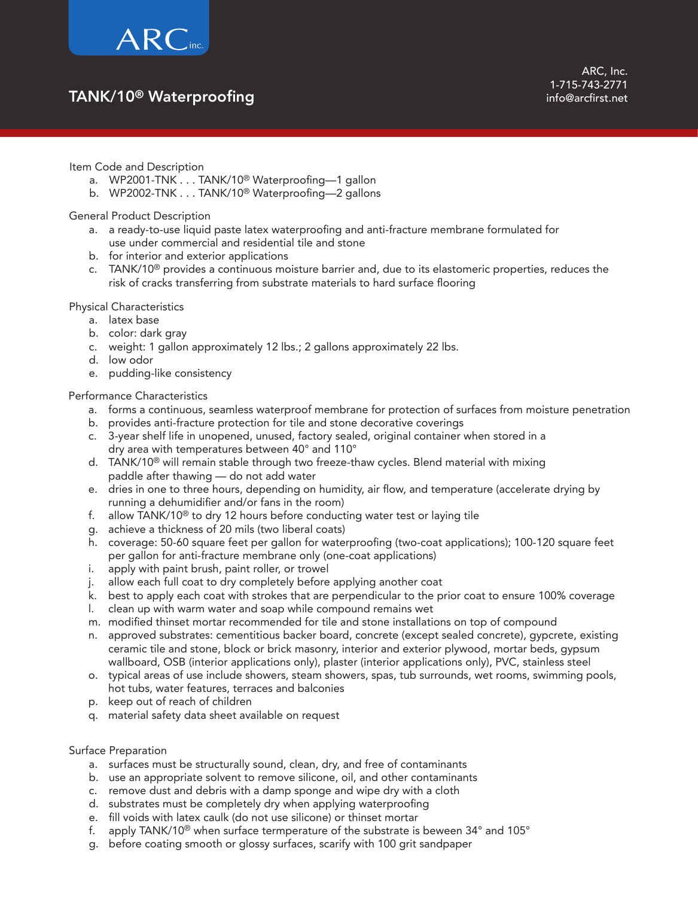ARC inc.

# TANK/10® Waterproofing

ARC, Inc.
1-715-743-2771
info@arcfirst.net

## Item Code and Description

a. WP2001-TNK . . . TANK/10® Waterproofing—1 gallon
b. WP2002-TNK . . . TANK/10® Waterproofing—2 gallons

## General Product Description

a. a ready-to-use liquid paste latex waterproofing and anti-fracture membrane formulated for use under commercial and residential tile and stone
b. for interior and exterior applications
c. TANK/10® provides a continuous moisture barrier and, due to its elastomeric properties, reduces the risk of cracks transferring from substrate materials to hard surface flooring

## Physical Characteristics

a. latex base
b. color: dark gray
c. weight: 1 gallon approximately 12 lbs.; 2 gallons approximately 22 lbs.
d. low odor
e. pudding-like consistency

## Performance Characteristics

a. forms a continuous, seamless waterproof membrane for protection of surfaces from moisture penetration
b. provides anti-fracture protection for tile and stone decorative coverings
c. 3-year shelf life in unopened, unused, factory sealed, original container when stored in a dry area with temperatures between 40° and 110°
d. TANK/10® will remain stable through two freeze-thaw cycles. Blend material with mixing paddle after thawing — do not add water
e. dries in one to three hours, depending on humidity, air flow, and temperature (accelerate drying by running a dehumidifier and/or fans in the room)
f. allow TANK/10® to dry 12 hours before conducting water test or laying tile
g. achieve a thickness of 20 mils (two liberal coats)
h. coverage: 50-60 square feet per gallon for waterproofing (two-coat applications); 100-120 square feet per gallon for anti-fracture membrane only (one-coat applications)
i. apply with paint brush, paint roller, or trowel
j. allow each full coat to dry completely before applying another coat
k. best to apply each coat with strokes that are perpendicular to the prior coat to ensure 100% coverage
l. clean up with warm water and soap while compound remains wet
m. modified thinset mortar recommended for tile and stone installations on top of compound
n. approved substrates: cementitious backer board, concrete (except sealed concrete), gypcrete, existing ceramic tile and stone, block or brick masonry, interior and exterior plywood, mortar beds, gypsum wallboard, OSB (interior applications only), plaster (interior applications only), PVC, stainless steel
o. typical areas of use include showers, steam showers, spas, tub surrounds, wet rooms, swimming pools, hot tubs, water features, terraces and balconies
p. keep out of reach of children
q. material safety data sheet available on request

## Surface Preparation

a. surfaces must be structurally sound, clean, dry, and free of contaminants
b. use an appropriate solvent to remove silicone, oil, and other contaminants
c. remove dust and debris with a damp sponge and wipe dry with a cloth
d. substrates must be completely dry when applying waterproofing
e. fill voids with latex caulk (do not use silicone) or thinset mortar
f. apply TANK/10® when surface termperature of the substrate is beween 34° and 105°
g. before coating smooth or glossy surfaces, scarify with 100 grit sandpaper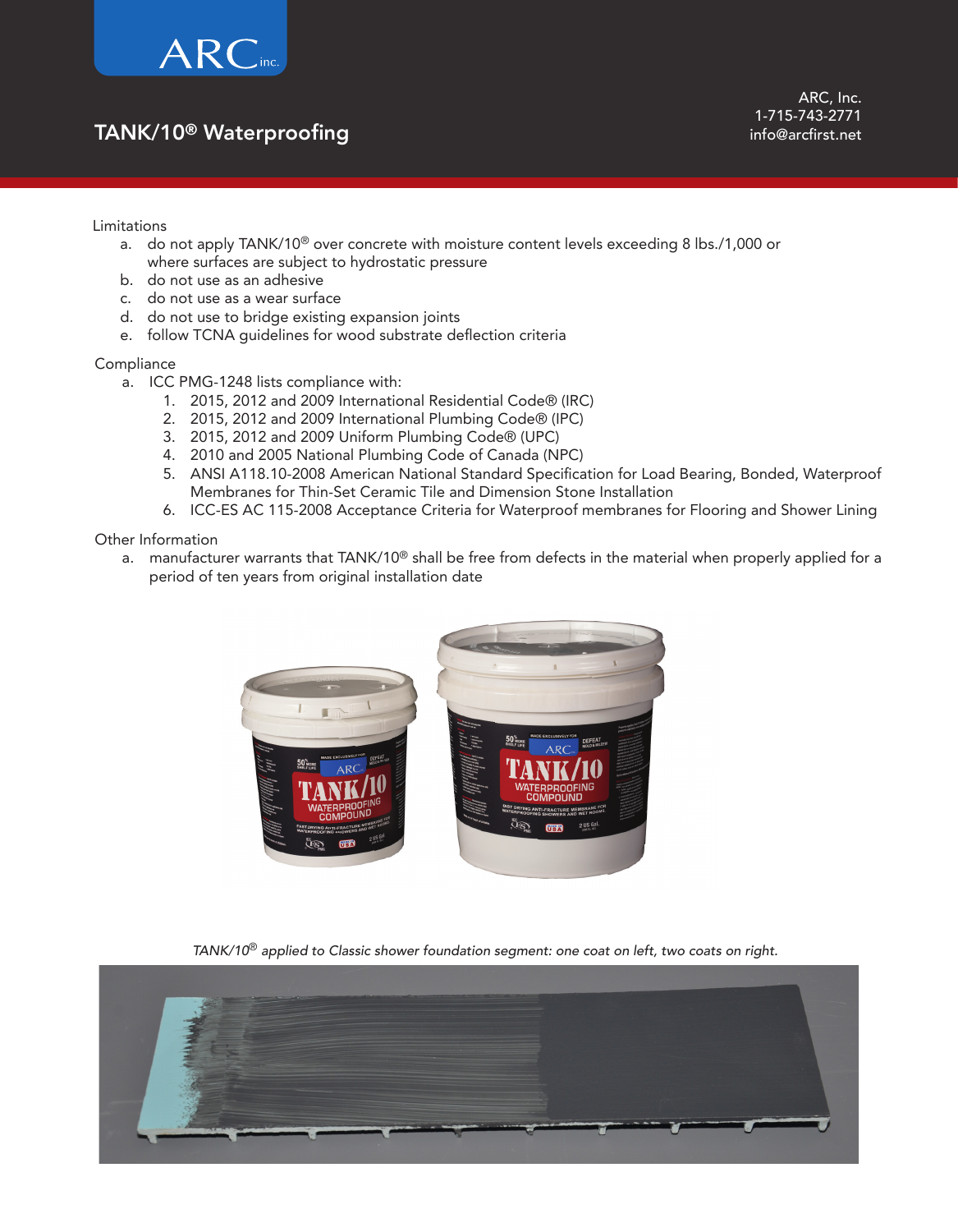Limitations

a. do not apply TANK/10® over concrete with moisture content levels exceeding 8 lbs./1,000 or where surfaces are subject to hydrostatic pressure
b. do not use as an adhesive
c. do not use as a wear surface
d. do not use to bridge existing expansion joints
e. follow TCNA guidelines for wood substrate deflection criteria

Compliance

a. ICC PMG-1248 lists compliance with:
   1. 2015, 2012 and 2009 International Residential Code® (IRC)
   2. 2015, 2012 and 2009 International Plumbing Code® (IPC)
   3. 2015, 2012 and 2009 Uniform Plumbing Code® (UPC)
   4. 2010 and 2005 National Plumbing Code of Canada (NPC)
   5. ANSI A118.10-2008 American National Standard Specification for Load Bearing, Bonded, Waterproof Membranes for Thin-Set Ceramic Tile and Dimension Stone Installation
   6. ICC-ES AC 115-2008 Acceptance Criteria for Waterproof membranes for Flooring and Shower Lining

Other Information

a. manufacturer warrants that TANK/10® shall be free from defects in the material when properly applied for a period of ten years from original installation date

*TANK/10® applied to Classic shower foundation segment: one coat on left, two coats on right.*